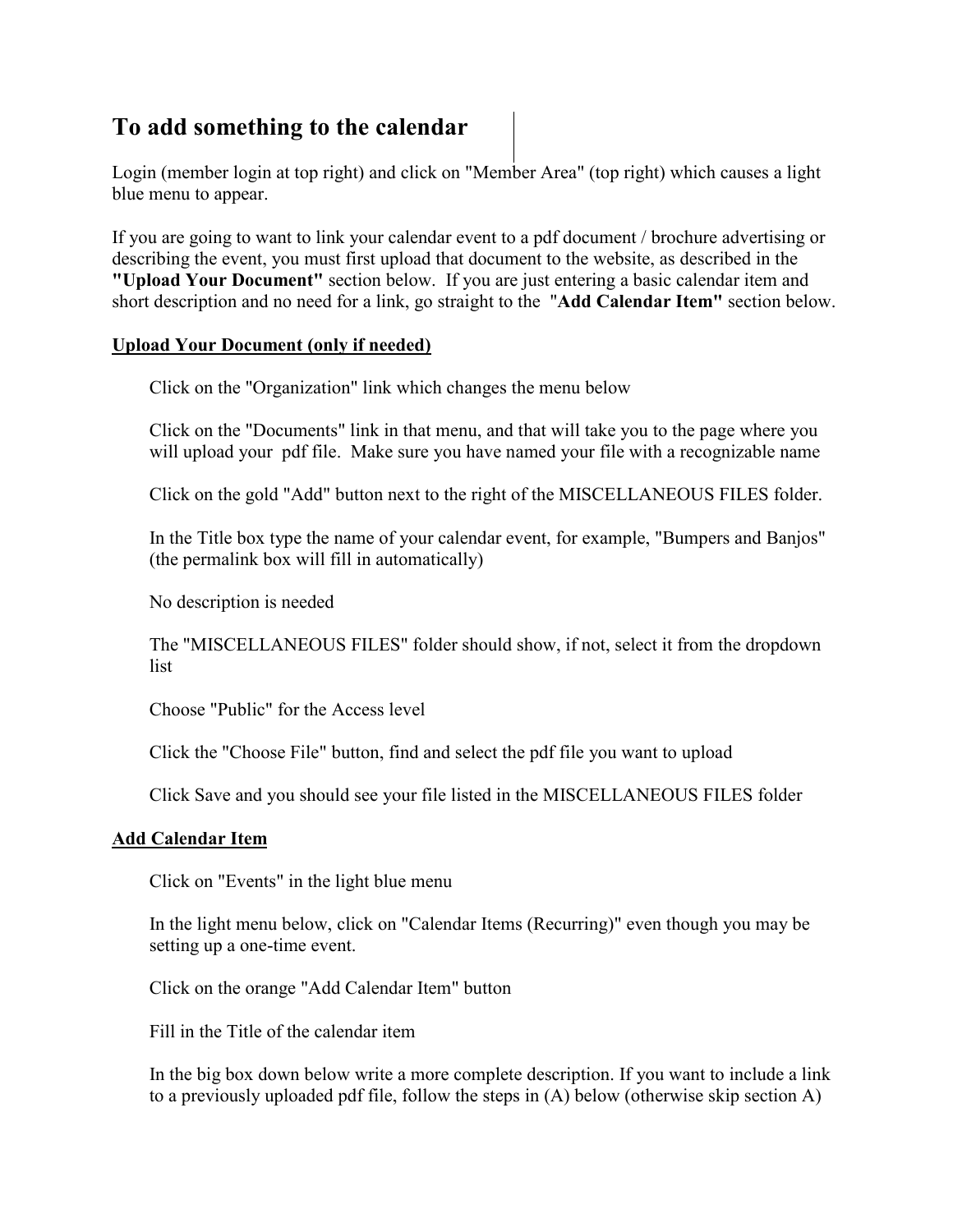# To add something to the calendar

Login (member login at top right) and click on "Member Area" (top right) which causes a light blue menu to appear.

If you are going to want to link your calendar event to a pdf document / brochure advertising or describing the event, you must first upload that document to the website, as described in the **"Upload Your Document"** section below. If you are just entering a basic calendar item and short description and no need for a link, go straight to the "**Add Calendar Item"** section below.

## Upload Your Document (only if needed)

Click on the "Organization" link which changes the menu below

Click on the "Documents" link in that menu, and that will take you to the page where you will upload your pdf file. Make sure you have named your file with a recognizable name

Click on the gold "Add" button next to the right of the MISCELLANEOUS FILES folder.

In the Title box type the name of your calendar event, for example, "Bumpers and Banjos" (the permalink box will fill in automatically)

No description is needed

The "MISCELLANEOUS FILES" folder should show, if not, select it from the dropdown list

Choose "Public" for the Access level

Click the "Choose File" button, find and select the pdf file you want to upload

Click Save and you should see your file listed in the MISCELLANEOUS FILES folder

## Add Calendar Item

Click on "Events" in the light blue menu

In the light menu below, click on "Calendar Items (Recurring)" even though you may be setting up a one-time event.

Click on the orange "Add Calendar Item" button

Fill in the Title of the calendar item

In the big box down below write a more complete description. If you want to include a link to a previously uploaded pdf file, follow the steps in (A) below (otherwise skip section A)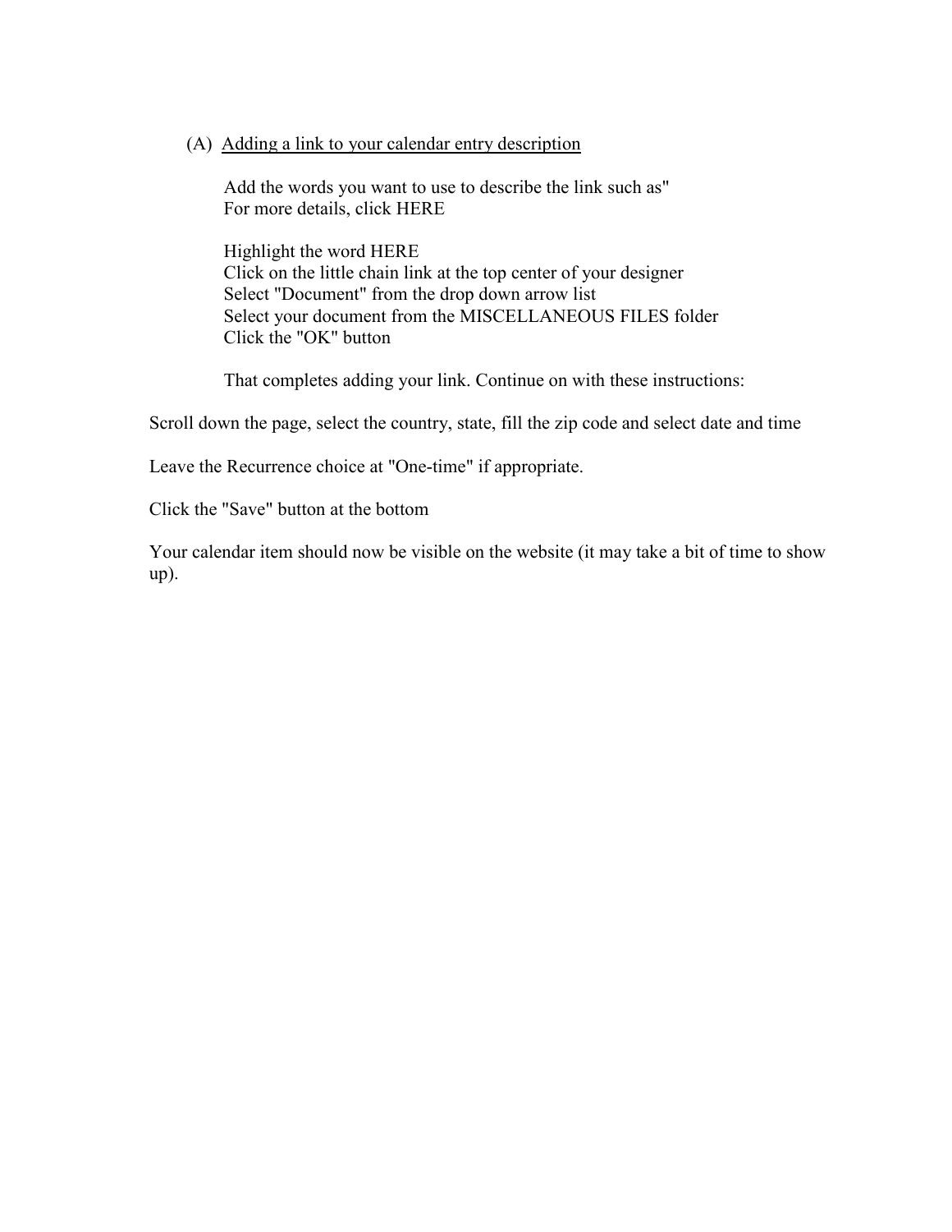(A) <u>Adding a link to your calendar entry description</u>

Add the words you want to use to describe the link such as"
For more details, click HERE

Highlight the word HERE
Click on the little chain link at the top center of your designer
Select "Document" from the drop down arrow list
Select your document from the MISCELLANEOUS FILES folder
Click the "OK" button

That completes adding your link. Continue on with these instructions:

Scroll down the page, select the country, state, fill the zip code and select date and time

Leave the Recurrence choice at "One-time" if appropriate.

Click the "Save" button at the bottom

Your calendar item should now be visible on the website (it may take a bit of time to show up).